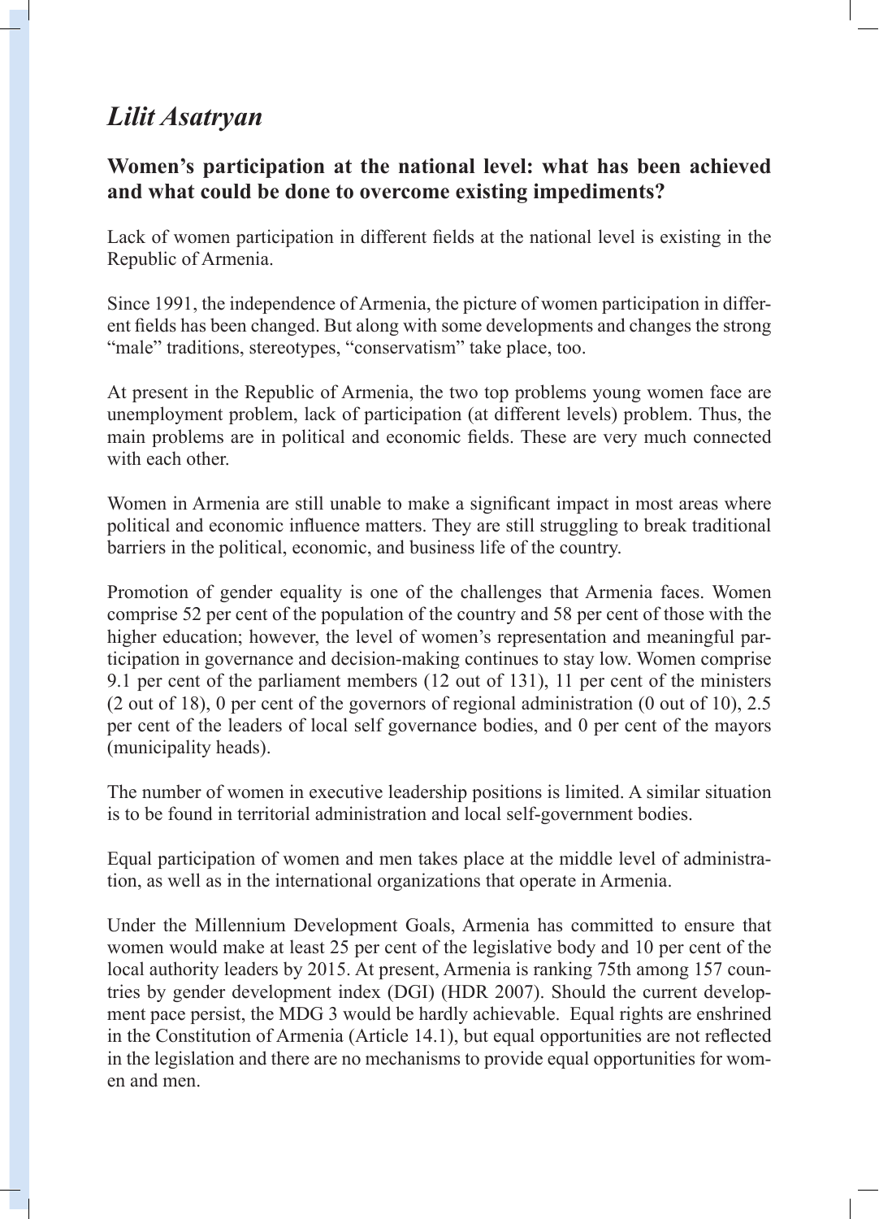# *Lilit Asatryan*

## Women's participation at the national level: what has been achieved and what could be done to overcome existing impediments?

Lack of women participation in different fields at the national level is existing in the Republic of Armenia.

Since 1991, the independence of Armenia, the picture of women participation in different fields has been changed. But along with some developments and changes the strong "male" traditions, stereotypes, "conservatism" take place, too.

At present in the Republic of Armenia, the two top problems young women face are unemployment problem, lack of participation (at different levels) problem. Thus, the main problems are in political and economic fields. These are very much connected with each other.

Women in Armenia are still unable to make a significant impact in most areas where political and economic influence matters. They are still struggling to break traditional barriers in the political, economic, and business life of the country.

Promotion of gender equality is one of the challenges that Armenia faces. Women comprise 52 per cent of the population of the country and 58 per cent of those with the higher education; however, the level of women's representation and meaningful participation in governance and decision-making continues to stay low. Women comprise 9.1 per cent of the parliament members (12 out of 131), 11 per cent of the ministers (2 out of 18), 0 per cent of the governors of regional administration (0 out of 10), 2.5 per cent of the leaders of local self governance bodies, and 0 per cent of the mayors (municipality heads).

The number of women in executive leadership positions is limited. A similar situation is to be found in territorial administration and local self-government bodies.

Equal participation of women and men takes place at the middle level of administration, as well as in the international organizations that operate in Armenia.

Under the Millennium Development Goals, Armenia has committed to ensure that women would make at least 25 per cent of the legislative body and 10 per cent of the local authority leaders by 2015. At present, Armenia is ranking 75th among 157 countries by gender development index (DGI) (HDR 2007). Should the current development pace persist, the MDG 3 would be hardly achievable. Equal rights are enshrined in the Constitution of Armenia (Article 14.1), but equal opportunities are not reflected in the legislation and there are no mechanisms to provide equal opportunities for women and men.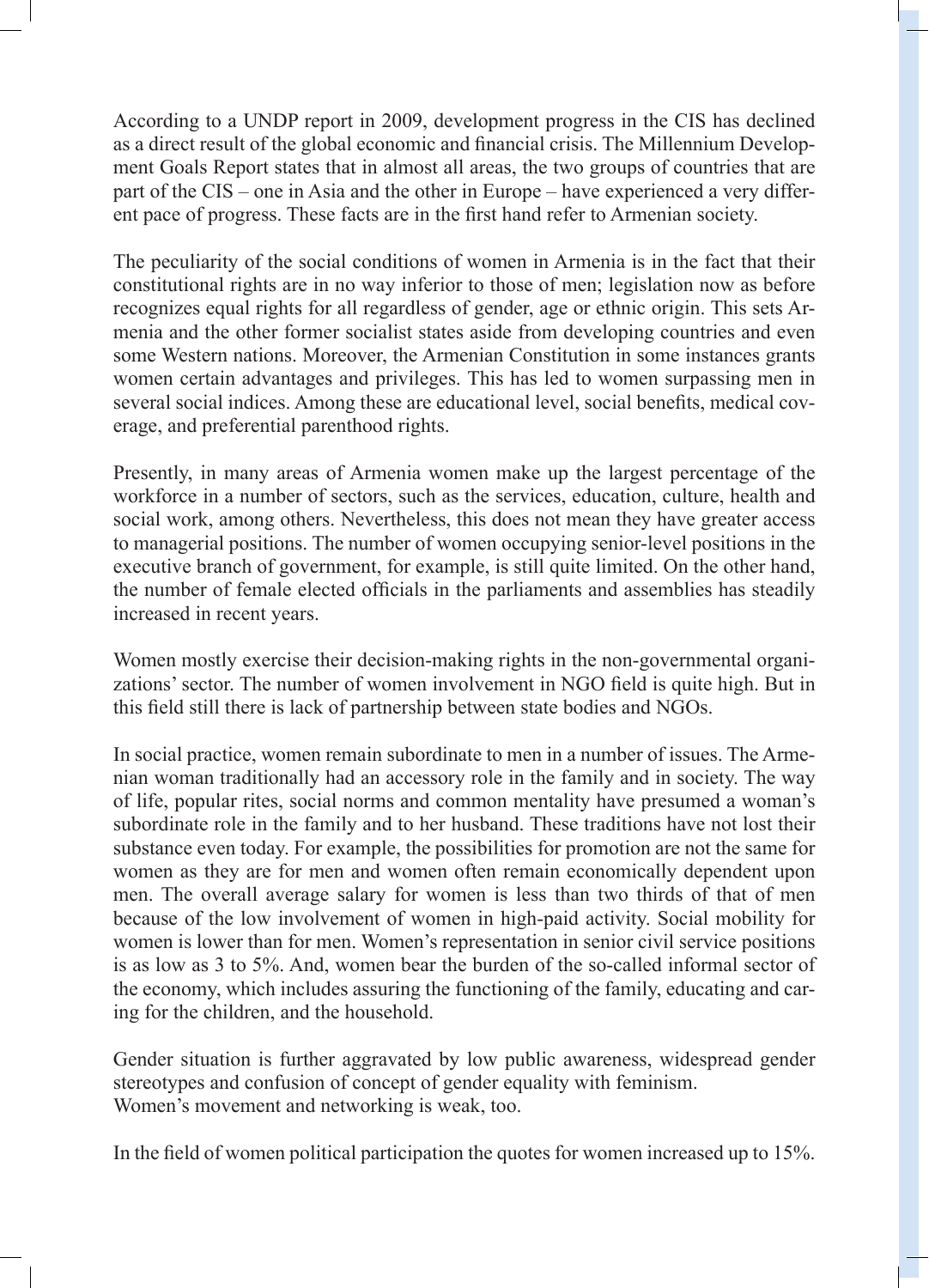According to a UNDP report in 2009, development progress in the CIS has declined as a direct result of the global economic and financial crisis. The Millennium Development Goals Report states that in almost all areas, the two groups of countries that are part of the CIS – one in Asia and the other in Europe – have experienced a very different pace of progress. These facts are in the first hand refer to Armenian society.

The peculiarity of the social conditions of women in Armenia is in the fact that their constitutional rights are in no way inferior to those of men; legislation now as before recognizes equal rights for all regardless of gender, age or ethnic origin. This sets Armenia and the other former socialist states aside from developing countries and even some Western nations. Moreover, the Armenian Constitution in some instances grants women certain advantages and privileges. This has led to women surpassing men in several social indices. Among these are educational level, social benefits, medical coverage, and preferential parenthood rights.

Presently, in many areas of Armenia women make up the largest percentage of the workforce in a number of sectors, such as the services, education, culture, health and social work, among others. Nevertheless, this does not mean they have greater access to managerial positions. The number of women occupying senior-level positions in the executive branch of government, for example, is still quite limited. On the other hand, the number of female elected officials in the parliaments and assemblies has steadily increased in recent years.

Women mostly exercise their decision-making rights in the non-governmental organizations' sector. The number of women involvement in NGO field is quite high. But in this field still there is lack of partnership between state bodies and NGOs.

In social practice, women remain subordinate to men in a number of issues. The Armenian woman traditionally had an accessory role in the family and in society. The way of life, popular rites, social norms and common mentality have presumed a woman's subordinate role in the family and to her husband. These traditions have not lost their substance even today. For example, the possibilities for promotion are not the same for women as they are for men and women often remain economically dependent upon men. The overall average salary for women is less than two thirds of that of men because of the low involvement of women in high-paid activity. Social mobility for women is lower than for men. Women's representation in senior civil service positions is as low as 3 to 5%. And, women bear the burden of the so-called informal sector of the economy, which includes assuring the functioning of the family, educating and caring for the children, and the household.

Gender situation is further aggravated by low public awareness, widespread gender stereotypes and confusion of concept of gender equality with feminism.
Women's movement and networking is weak, too.

In the field of women political participation the quotes for women increased up to 15%.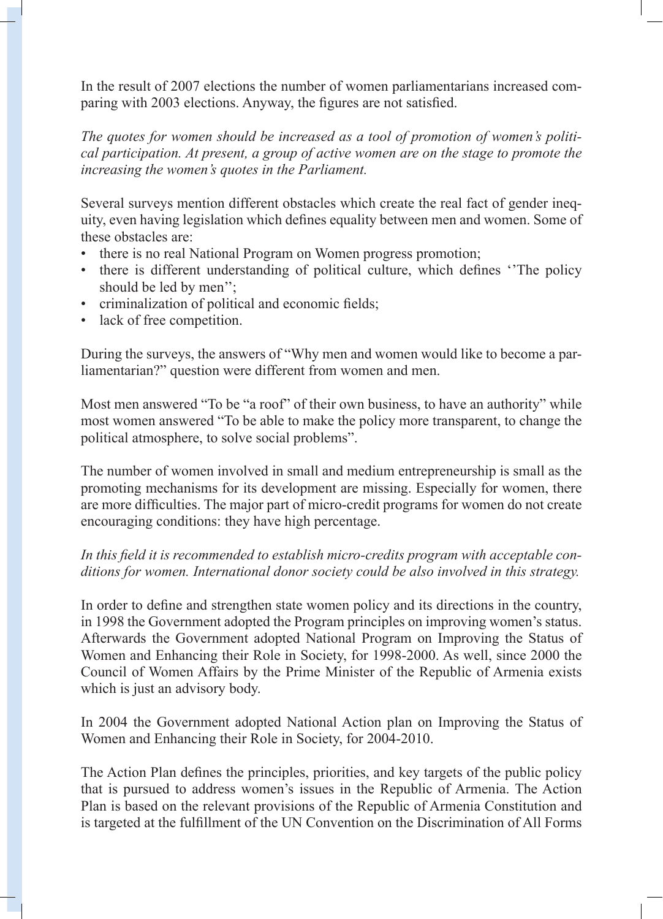In the result of 2007 elections the number of women parliamentarians increased comparing with 2003 elections. Anyway, the figures are not satisfied.

*The quotes for women should be increased as a tool of promotion of women's political participation. At present, a group of active women are on the stage to promote the increasing the women's quotes in the Parliament.*

Several surveys mention different obstacles which create the real fact of gender inequity, even having legislation which defines equality between men and women. Some of these obstacles are:

- there is no real National Program on Women progress promotion;
- there is different understanding of political culture, which defines ''The policy should be led by men'';
- criminalization of political and economic fields;
- lack of free competition.

During the surveys, the answers of "Why men and women would like to become a parliamentarian?" question were different from women and men.

Most men answered "To be "a roof" of their own business, to have an authority" while most women answered "To be able to make the policy more transparent, to change the political atmosphere, to solve social problems".

The number of women involved in small and medium entrepreneurship is small as the promoting mechanisms for its development are missing. Especially for women, there are more difficulties. The major part of micro-credit programs for women do not create encouraging conditions: they have high percentage.

*In this field it is recommended to establish micro-credits program with acceptable conditions for women. International donor society could be also involved in this strategy.*

In order to define and strengthen state women policy and its directions in the country, in 1998 the Government adopted the Program principles on improving women's status. Afterwards the Government adopted National Program on Improving the Status of Women and Enhancing their Role in Society, for 1998-2000. As well, since 2000 the Council of Women Affairs by the Prime Minister of the Republic of Armenia exists which is just an advisory body.

In 2004 the Government adopted National Action plan on Improving the Status of Women and Enhancing their Role in Society, for 2004-2010.

The Action Plan defines the principles, priorities, and key targets of the public policy that is pursued to address women's issues in the Republic of Armenia. The Action Plan is based on the relevant provisions of the Republic of Armenia Constitution and is targeted at the fulfillment of the UN Convention on the Discrimination of All Forms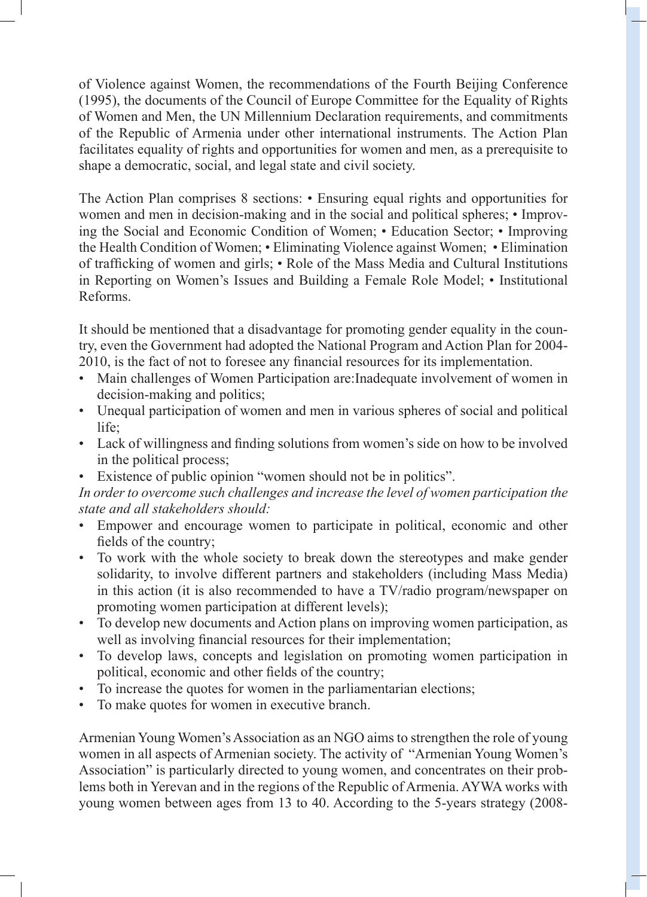of Violence against Women, the recommendations of the Fourth Beijing Conference (1995), the documents of the Council of Europe Committee for the Equality of Rights of Women and Men, the UN Millennium Declaration requirements, and commitments of the Republic of Armenia under other international instruments. The Action Plan facilitates equality of rights and opportunities for women and men, as a prerequisite to shape a democratic, social, and legal state and civil society.

The Action Plan comprises 8 sections: • Ensuring equal rights and opportunities for women and men in decision-making and in the social and political spheres; • Improving the Social and Economic Condition of Women; • Education Sector; • Improving the Health Condition of Women; • Eliminating Violence against Women; • Elimination of trafficking of women and girls; • Role of the Mass Media and Cultural Institutions in Reporting on Women's Issues and Building a Female Role Model; • Institutional Reforms.

It should be mentioned that a disadvantage for promoting gender equality in the country, even the Government had adopted the National Program and Action Plan for 2004-2010, is the fact of not to foresee any financial resources for its implementation.

- Main challenges of Women Participation are:Inadequate involvement of women in decision-making and politics;
- Unequal participation of women and men in various spheres of social and political life;
- Lack of willingness and finding solutions from women's side on how to be involved in the political process;
- Existence of public opinion "women should not be in politics".

*In order to overcome such challenges and increase the level of women participation the state and all stakeholders should:*

- Empower and encourage women to participate in political, economic and other fields of the country;
- To work with the whole society to break down the stereotypes and make gender solidarity, to involve different partners and stakeholders (including Mass Media) in this action (it is also recommended to have a TV/radio program/newspaper on promoting women participation at different levels);
- To develop new documents and Action plans on improving women participation, as well as involving financial resources for their implementation;
- To develop laws, concepts and legislation on promoting women participation in political, economic and other fields of the country;
- To increase the quotes for women in the parliamentarian elections;
- To make quotes for women in executive branch.

Armenian Young Women's Association as an NGO aims to strengthen the role of young women in all aspects of Armenian society. The activity of "Armenian Young Women's Association" is particularly directed to young women, and concentrates on their problems both in Yerevan and in the regions of the Republic of Armenia. AYWA works with young women between ages from 13 to 40. According to the 5-years strategy (2008-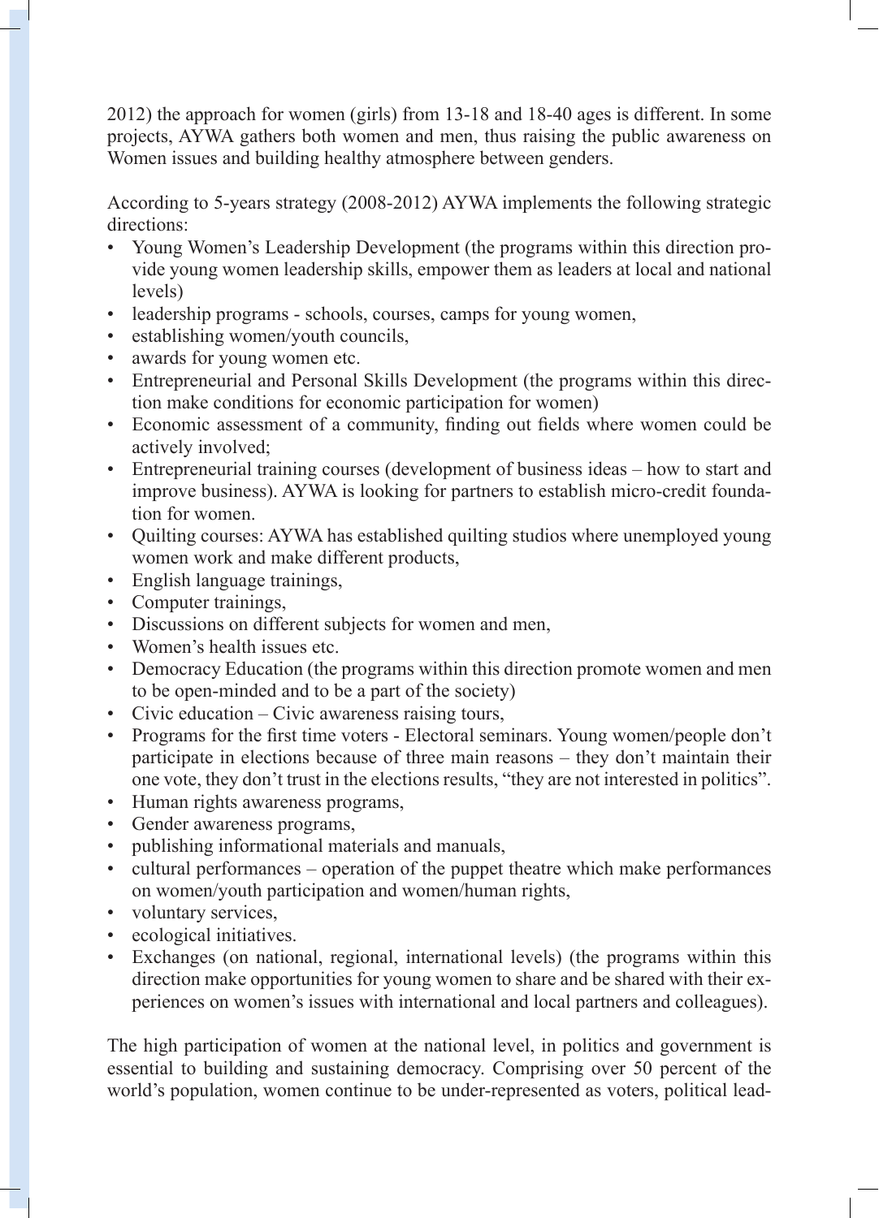2012) the approach for women (girls) from 13-18 and 18-40 ages is different. In some projects, AYWA gathers both women and men, thus raising the public awareness on Women issues and building healthy atmosphere between genders.

According to 5-years strategy (2008-2012) AYWA implements the following strategic directions:

- Young Women's Leadership Development (the programs within this direction provide young women leadership skills, empower them as leaders at local and national levels)
- leadership programs - schools, courses, camps for young women,
- establishing women/youth councils,
- awards for young women etc.
- Entrepreneurial and Personal Skills Development (the programs within this direction make conditions for economic participation for women)
- Economic assessment of a community, finding out fields where women could be actively involved;
- Entrepreneurial training courses (development of business ideas – how to start and improve business). AYWA is looking for partners to establish micro-credit foundation for women.
- Quilting courses: AYWA has established quilting studios where unemployed young women work and make different products,
- English language trainings,
- Computer trainings,
- Discussions on different subjects for women and men,
- Women's health issues etc.
- Democracy Education (the programs within this direction promote women and men to be open-minded and to be a part of the society)
- Civic education – Civic awareness raising tours,
- Programs for the first time voters - Electoral seminars. Young women/people don't participate in elections because of three main reasons – they don't maintain their one vote, they don't trust in the elections results, "they are not interested in politics".
- Human rights awareness programs,
- Gender awareness programs,
- publishing informational materials and manuals,
- cultural performances – operation of the puppet theatre which make performances on women/youth participation and women/human rights,
- voluntary services,
- ecological initiatives.
- Exchanges (on national, regional, international levels) (the programs within this direction make opportunities for young women to share and be shared with their experiences on women's issues with international and local partners and colleagues).

The high participation of women at the national level, in politics and government is essential to building and sustaining democracy. Comprising over 50 percent of the world's population, women continue to be under-represented as voters, political lead-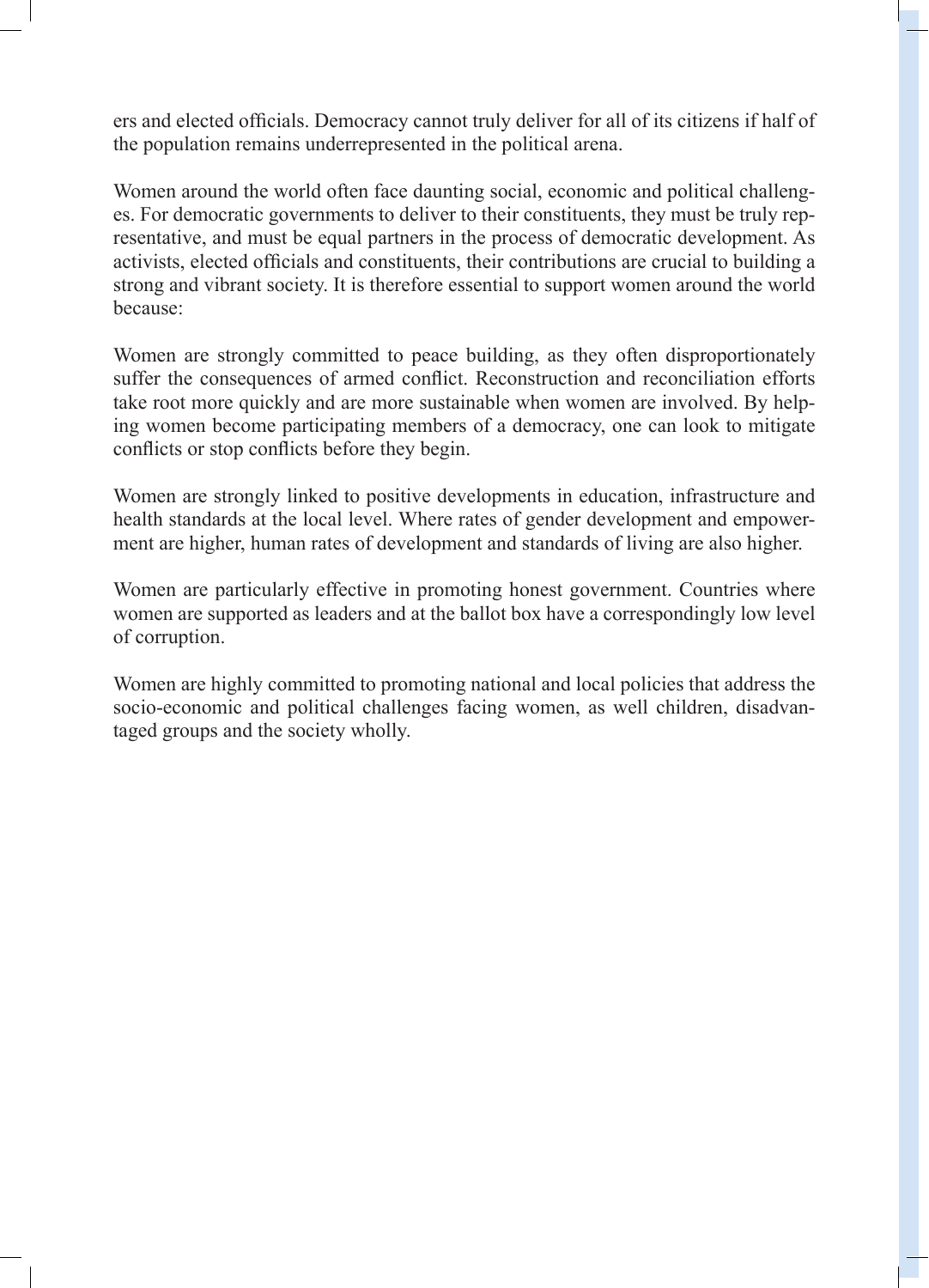ers and elected officials. Democracy cannot truly deliver for all of its citizens if half of the population remains underrepresented in the political arena.

Women around the world often face daunting social, economic and political challenges. For democratic governments to deliver to their constituents, they must be truly representative, and must be equal partners in the process of democratic development. As activists, elected officials and constituents, their contributions are crucial to building a strong and vibrant society. It is therefore essential to support women around the world because:

Women are strongly committed to peace building, as they often disproportionately suffer the consequences of armed conflict. Reconstruction and reconciliation efforts take root more quickly and are more sustainable when women are involved. By helping women become participating members of a democracy, one can look to mitigate conflicts or stop conflicts before they begin.

Women are strongly linked to positive developments in education, infrastructure and health standards at the local level. Where rates of gender development and empowerment are higher, human rates of development and standards of living are also higher.

Women are particularly effective in promoting honest government. Countries where women are supported as leaders and at the ballot box have a correspondingly low level of corruption.

Women are highly committed to promoting national and local policies that address the socio-economic and political challenges facing women, as well children, disadvantaged groups and the society wholly.